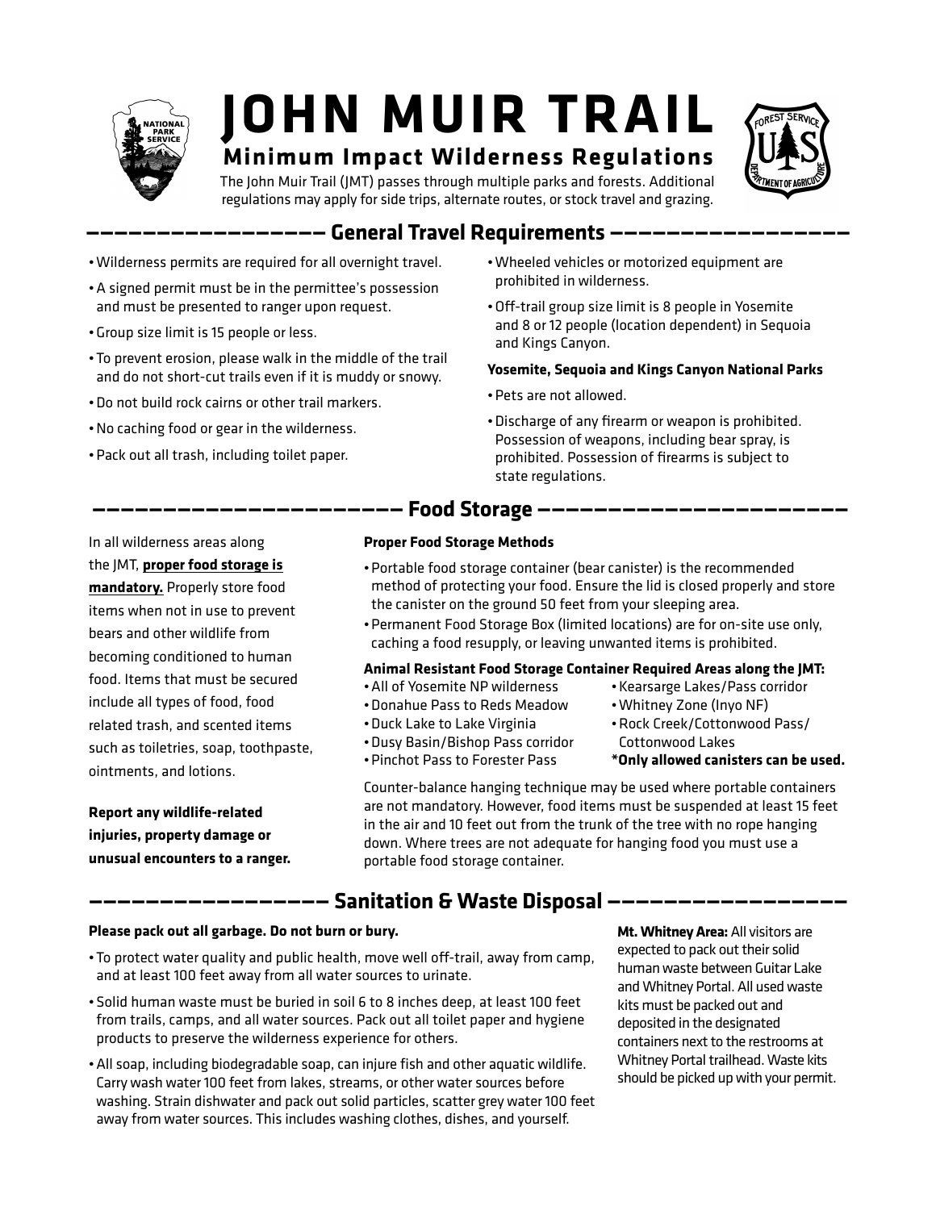# JOHN MUIR TRAIL

## Minimum Impact Wilderness Regulations

The John Muir Trail (JMT) passes through multiple parks and forests. Additional regulations may apply for side trips, alternate routes, or stock travel and grazing.

## General Travel Requirements

- Wilderness permits are required for all overnight travel.
- A signed permit must be in the permittee's possession and must be presented to ranger upon request.
- Group size limit is 15 people or less.
- To prevent erosion, please walk in the middle of the trail and do not short-cut trails even if it is muddy or snowy.
- Do not build rock cairns or other trail markers.
- No caching food or gear in the wilderness.
- Pack out all trash, including toilet paper.
- Wheeled vehicles or motorized equipment are prohibited in wilderness.
- Off-trail group size limit is 8 people in Yosemite and 8 or 12 people (location dependent) in Sequoia and Kings Canyon.

**Yosemite, Sequoia and Kings Canyon National Parks**

- Pets are not allowed.
- Discharge of any firearm or weapon is prohibited. Possession of weapons, including bear spray, is prohibited. Possession of firearms is subject to state regulations.

## Food Storage

In all wilderness areas along the JMT, **proper food storage is mandatory.** Properly store food items when not in use to prevent bears and other wildlife from becoming conditioned to human food. Items that must be secured include all types of food, food related trash, and scented items such as toiletries, soap, toothpaste, ointments, and lotions.

**Report any wildlife-related injuries, property damage or unusual encounters to a ranger.**

**Proper Food Storage Methods**

- Portable food storage container (bear canister) is the recommended method of protecting your food. Ensure the lid is closed properly and store the canister on the ground 50 feet from your sleeping area.
- Permanent Food Storage Box (limited locations) are for on-site use only, caching a food resupply, or leaving unwanted items is prohibited.

**Animal Resistant Food Storage Container Required Areas along the JMT:**

- All of Yosemite NP wilderness
- Donahue Pass to Reds Meadow
- Duck Lake to Lake Virginia
- Dusy Basin/Bishop Pass corridor
- Pinchot Pass to Forester Pass
- Kearsarge Lakes/Pass corridor
- Whitney Zone (Inyo NF)
- Rock Creek/Cottonwood Pass/ Cottonwood Lakes

**\*Only allowed canisters can be used.**

Counter-balance hanging technique may be used where portable containers are not mandatory. However, food items must be suspended at least 15 feet in the air and 10 feet out from the trunk of the tree with no rope hanging down. Where trees are not adequate for hanging food you must use a portable food storage container.

## Sanitation & Waste Disposal

**Please pack out all garbage. Do not burn or bury.**

- To protect water quality and public health, move well off-trail, away from camp, and at least 100 feet away from all water sources to urinate.
- Solid human waste must be buried in soil 6 to 8 inches deep, at least 100 feet from trails, camps, and all water sources. Pack out all toilet paper and hygiene products to preserve the wilderness experience for others.
- All soap, including biodegradable soap, can injure fish and other aquatic wildlife. Carry wash water 100 feet from lakes, streams, or other water sources before washing. Strain dishwater and pack out solid particles, scatter grey water 100 feet away from water sources. This includes washing clothes, dishes, and yourself.

**Mt. Whitney Area:** All visitors are expected to pack out their solid human waste between Guitar Lake and Whitney Portal. All used waste kits must be packed out and deposited in the designated containers next to the restrooms at Whitney Portal trailhead. Waste kits should be picked up with your permit.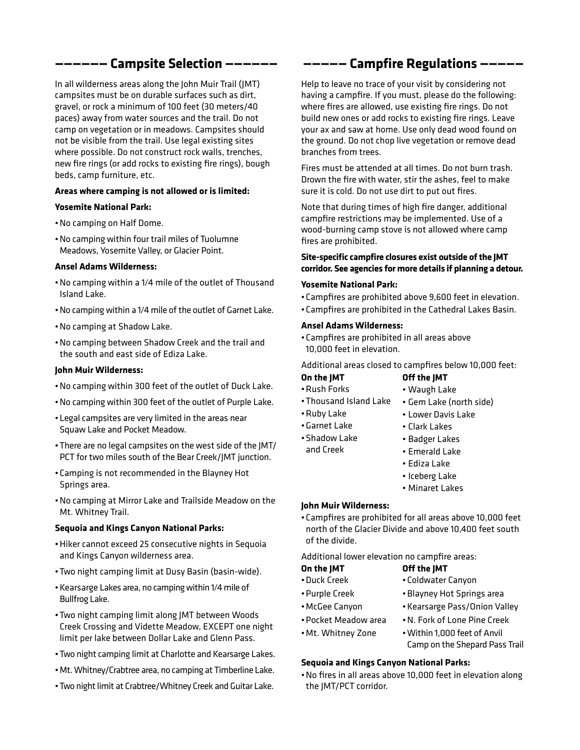## Campsite Selection

In all wilderness areas along the John Muir Trail (JMT) campsites must be on durable surfaces such as dirt, gravel, or rock a minimum of 100 feet (30 meters/40 paces) away from water sources and the trail. Do not camp on vegetation or in meadows. Campsites should not be visible from the trail. Use legal existing sites where possible. Do not construct rock walls, trenches, new fire rings (or add rocks to existing fire rings), bough beds, camp furniture, etc.

**Areas where camping is not allowed or is limited:**

**Yosemite National Park:**

- No camping on Half Dome.
- No camping within four trail miles of Tuolumne Meadows, Yosemite Valley, or Glacier Point.

**Ansel Adams Wilderness:**

- No camping within a 1/4 mile of the outlet of Thousand Island Lake.
- No camping within a 1/4 mile of the outlet of Garnet Lake.
- No camping at Shadow Lake.
- No camping between Shadow Creek and the trail and the south and east side of Ediza Lake.

**John Muir Wilderness:**

- No camping within 300 feet of the outlet of Duck Lake.
- No camping within 300 feet of the outlet of Purple Lake.
- Legal campsites are very limited in the areas near Squaw Lake and Pocket Meadow.
- There are no legal campsites on the west side of the JMT/PCT for two miles south of the Bear Creek/JMT junction.
- Camping is not recommended in the Blayney Hot Springs area.
- No camping at Mirror Lake and Trailside Meadow on the Mt. Whitney Trail.

**Sequoia and Kings Canyon National Parks:**

- Hiker cannot exceed 25 consecutive nights in Sequoia and Kings Canyon wilderness area.
- Two night camping limit at Dusy Basin (basin-wide).
- Kearsarge Lakes area, no camping within 1/4 mile of Bullfrog Lake.
- Two night camping limit along JMT between Woods Creek Crossing and Vidette Meadow, EXCEPT one night limit per lake between Dollar Lake and Glenn Pass.
- Two night camping limit at Charlotte and Kearsarge Lakes.
- Mt. Whitney/Crabtree area, no camping at Timberline Lake.
- Two night limit at Crabtree/Whitney Creek and Guitar Lake.

## Campfire Regulations

Help to leave no trace of your visit by considering not having a campfire. If you must, please do the following: where fires are allowed, use existing fire rings. Do not build new ones or add rocks to existing fire rings. Leave your ax and saw at home. Use only dead wood found on the ground. Do not chop live vegetation or remove dead branches from trees.

Fires must be attended at all times. Do not burn trash. Drown the fire with water, stir the ashes, feel to make sure it is cold. Do not use dirt to put out fires.

Note that during times of high fire danger, additional campfire restrictions may be implemented. Use of a wood-burning camp stove is not allowed where camp fires are prohibited.

**Site-specific campfire closures exist outside of the JMT corridor. See agencies for more details if planning a detour.**

**Yosemite National Park:**

- Campfires are prohibited above 9,600 feet in elevation.
- Campfires are prohibited in the Cathedral Lakes Basin.

**Ansel Adams Wilderness:**

- Campfires are prohibited in all areas above 10,000 feet in elevation.

Additional areas closed to campfires below 10,000 feet:

**On the JMT**

- Rush Forks
- Thousand Island Lake
- Ruby Lake
- Garnet Lake
- Shadow Lake and Creek

**Off the JMT**

- Waugh Lake
- Gem Lake (north side)
- Lower Davis Lake
- Clark Lakes
- Badger Lakes
- Emerald Lake
- Ediza Lake
- Iceberg Lake
- Minaret Lakes

**John Muir Wilderness:**

- Campfires are prohibited for all areas above 10,000 feet north of the Glacier Divide and above 10,400 feet south of the divide.

Additional lower elevation no campfire areas:

**On the JMT**

- Duck Creek
- Purple Creek
- McGee Canyon
- Pocket Meadow area
- Mt. Whitney Zone

**Off the JMT**

- Coldwater Canyon
- Blayney Hot Springs area
- Kearsarge Pass/Onion Valley
- N. Fork of Lone Pine Creek
- Within 1,000 feet of Anvil Camp on the Shepard Pass Trail

**Sequoia and Kings Canyon National Parks:**

- No fires in all areas above 10,000 feet in elevation along the JMT/PCT corridor.